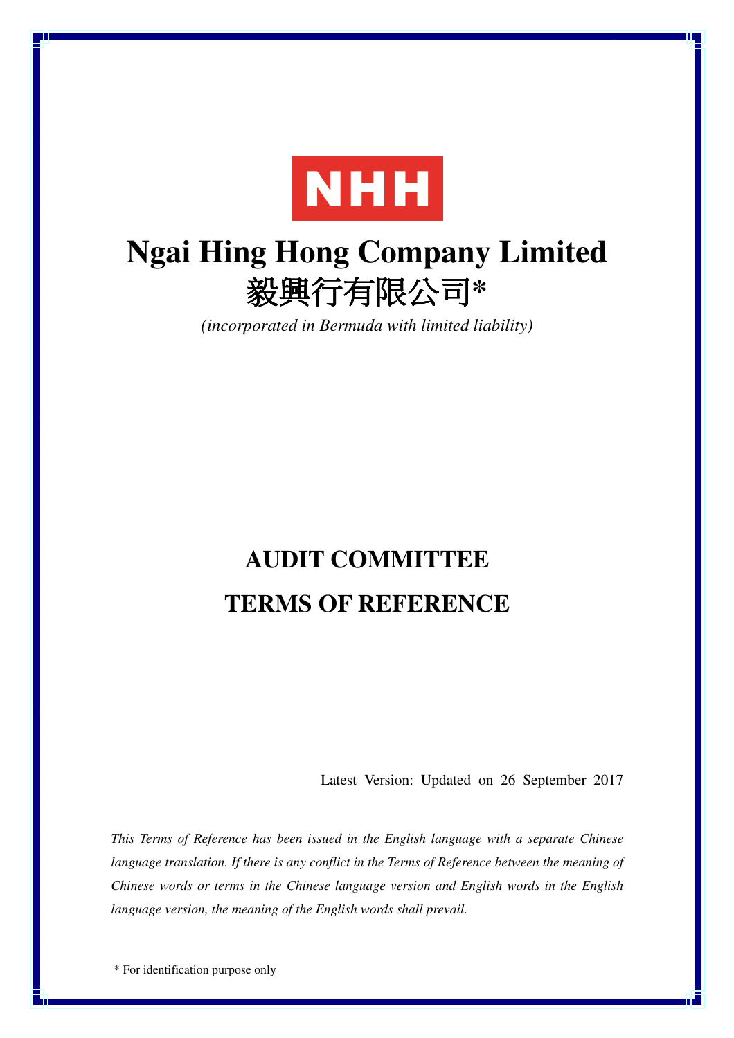NHH

# Ngai Hing Hong Company Limited
# 毅興行有限公司*

*(incorporated in Bermuda with limited liability)*

# AUDIT COMMITTEE
# TERMS OF REFERENCE

Latest Version: Updated on 26 September 2017

*This Terms of Reference has been issued in the English language with a separate Chinese language translation. If there is any conflict in the Terms of Reference between the meaning of Chinese words or terms in the Chinese language version and English words in the English language version, the meaning of the English words shall prevail.*

\* For identification purpose only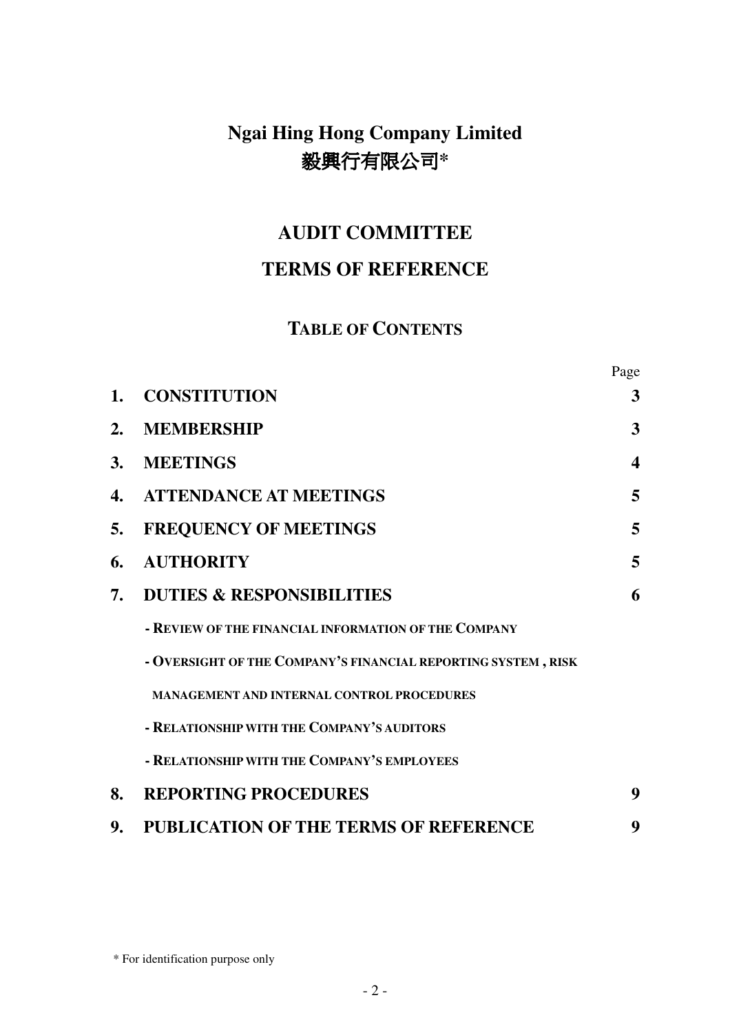# Ngai Hing Hong Company Limited
# 毅興行有限公司*

## AUDIT COMMITTEE
## TERMS OF REFERENCE

### TABLE OF CONTENTS

| | | Page |
|---|---|---|
| **1.** | **CONSTITUTION** | **3** |
| **2.** | **MEMBERSHIP** | **3** |
| **3.** | **MEETINGS** | **4** |
| **4.** | **ATTENDANCE AT MEETINGS** | **5** |
| **5.** | **FREQUENCY OF MEETINGS** | **5** |
| **6.** | **AUTHORITY** | **5** |
| **7.** | **DUTIES & RESPONSIBILITIES** | **6** |
| | **- REVIEW OF THE FINANCIAL INFORMATION OF THE COMPANY** | |
| | **- OVERSIGHT OF THE COMPANY'S FINANCIAL REPORTING SYSTEM , RISK MANAGEMENT AND INTERNAL CONTROL PROCEDURES** | |
| | **- RELATIONSHIP WITH THE COMPANY'S AUDITORS** | |
| | **- RELATIONSHIP WITH THE COMPANY'S EMPLOYEES** | |
| **8.** | **REPORTING PROCEDURES** | **9** |
| **9.** | **PUBLICATION OF THE TERMS OF REFERENCE** | **9** |

\* For identification purpose only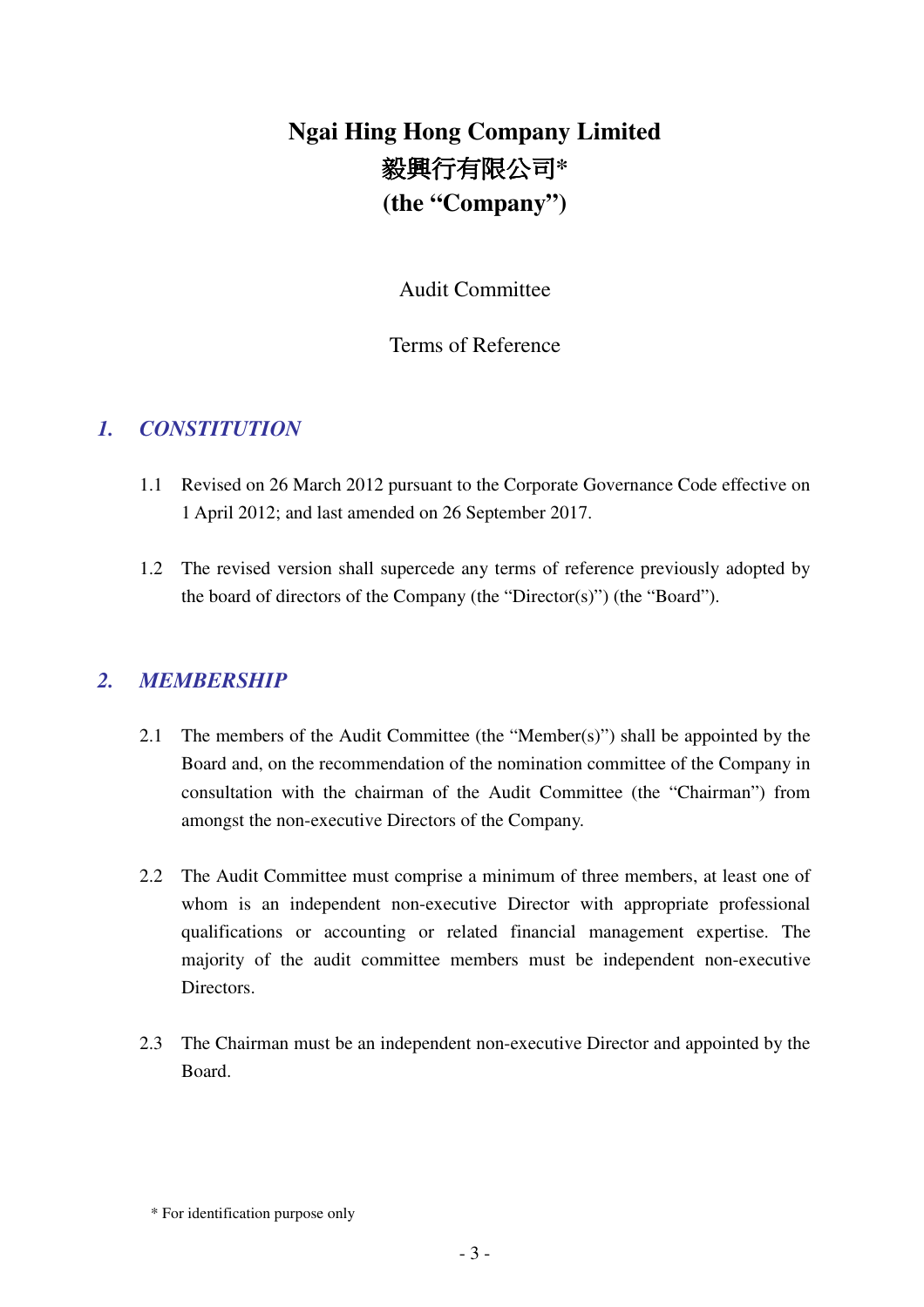# Ngai Hing Hong Company Limited
# 毅興行有限公司*
# (the "Company")

Audit Committee

Terms of Reference

## *1. CONSTITUTION*

1.1 Revised on 26 March 2012 pursuant to the Corporate Governance Code effective on 1 April 2012; and last amended on 26 September 2017.

1.2 The revised version shall supercede any terms of reference previously adopted by the board of directors of the Company (the "Director(s)") (the "Board").

## *2. MEMBERSHIP*

2.1 The members of the Audit Committee (the "Member(s)") shall be appointed by the Board and, on the recommendation of the nomination committee of the Company in consultation with the chairman of the Audit Committee (the "Chairman") from amongst the non-executive Directors of the Company.

2.2 The Audit Committee must comprise a minimum of three members, at least one of whom is an independent non-executive Director with appropriate professional qualifications or accounting or related financial management expertise. The majority of the audit committee members must be independent non-executive Directors.

2.3 The Chairman must be an independent non-executive Director and appointed by the Board.

* For identification purpose only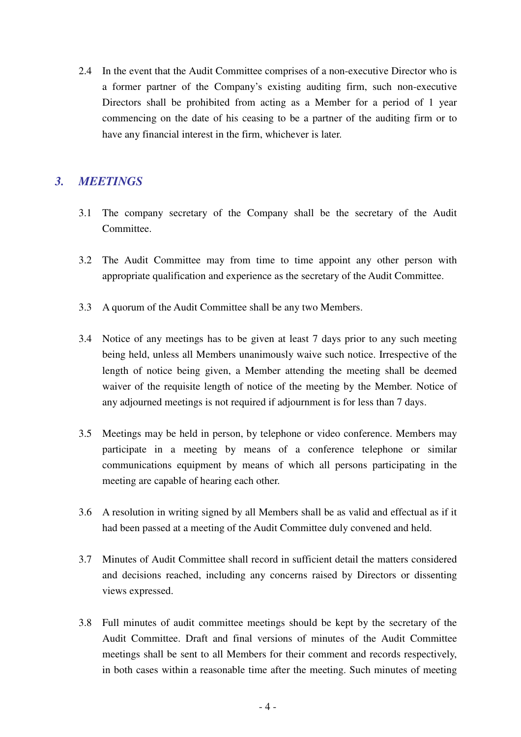2.4 In the event that the Audit Committee comprises of a non-executive Director who is a former partner of the Company's existing auditing firm, such non-executive Directors shall be prohibited from acting as a Member for a period of 1 year commencing on the date of his ceasing to be a partner of the auditing firm or to have any financial interest in the firm, whichever is later.

## *3. MEETINGS*

3.1 The company secretary of the Company shall be the secretary of the Audit Committee.

3.2 The Audit Committee may from time to time appoint any other person with appropriate qualification and experience as the secretary of the Audit Committee.

3.3 A quorum of the Audit Committee shall be any two Members.

3.4 Notice of any meetings has to be given at least 7 days prior to any such meeting being held, unless all Members unanimously waive such notice. Irrespective of the length of notice being given, a Member attending the meeting shall be deemed waiver of the requisite length of notice of the meeting by the Member. Notice of any adjourned meetings is not required if adjournment is for less than 7 days.

3.5 Meetings may be held in person, by telephone or video conference. Members may participate in a meeting by means of a conference telephone or similar communications equipment by means of which all persons participating in the meeting are capable of hearing each other.

3.6 A resolution in writing signed by all Members shall be as valid and effectual as if it had been passed at a meeting of the Audit Committee duly convened and held.

3.7 Minutes of Audit Committee shall record in sufficient detail the matters considered and decisions reached, including any concerns raised by Directors or dissenting views expressed.

3.8 Full minutes of audit committee meetings should be kept by the secretary of the Audit Committee. Draft and final versions of minutes of the Audit Committee meetings shall be sent to all Members for their comment and records respectively, in both cases within a reasonable time after the meeting. Such minutes of meeting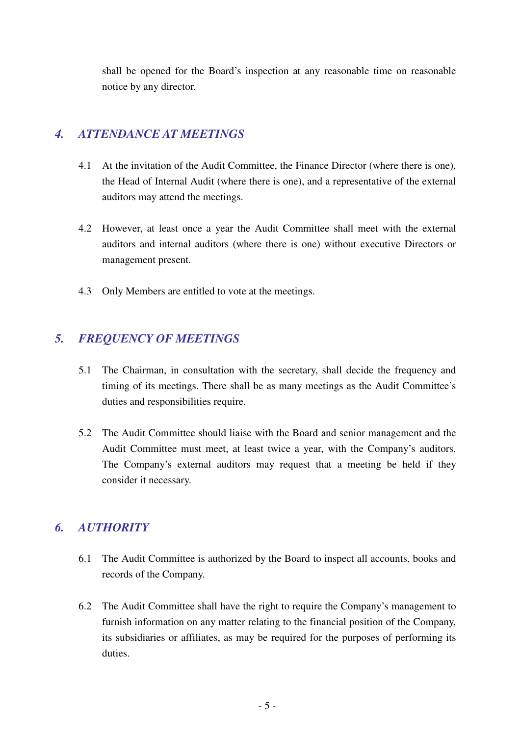shall be opened for the Board's inspection at any reasonable time on reasonable notice by any director.

## *4. ATTENDANCE AT MEETINGS*

4.1 At the invitation of the Audit Committee, the Finance Director (where there is one), the Head of Internal Audit (where there is one), and a representative of the external auditors may attend the meetings.

4.2 However, at least once a year the Audit Committee shall meet with the external auditors and internal auditors (where there is one) without executive Directors or management present.

4.3 Only Members are entitled to vote at the meetings.

## *5. FREQUENCY OF MEETINGS*

5.1 The Chairman, in consultation with the secretary, shall decide the frequency and timing of its meetings. There shall be as many meetings as the Audit Committee's duties and responsibilities require.

5.2 The Audit Committee should liaise with the Board and senior management and the Audit Committee must meet, at least twice a year, with the Company's auditors. The Company's external auditors may request that a meeting be held if they consider it necessary.

## *6. AUTHORITY*

6.1 The Audit Committee is authorized by the Board to inspect all accounts, books and records of the Company.

6.2 The Audit Committee shall have the right to require the Company's management to furnish information on any matter relating to the financial position of the Company, its subsidiaries or affiliates, as may be required for the purposes of performing its duties.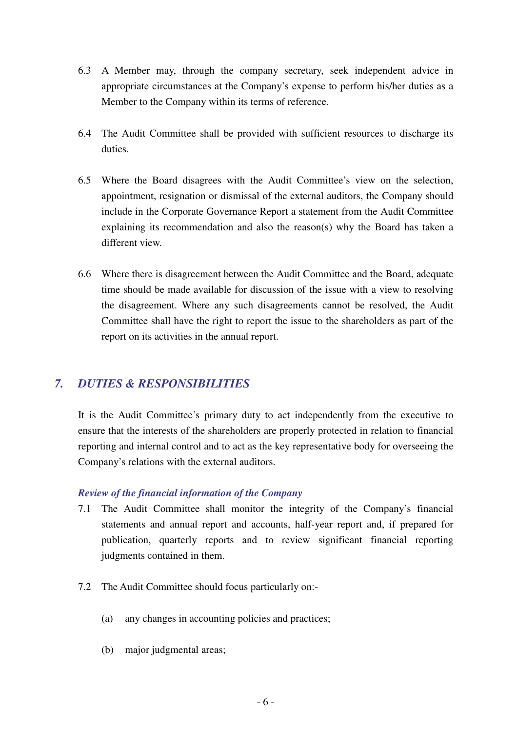6.3 A Member may, through the company secretary, seek independent advice in appropriate circumstances at the Company's expense to perform his/her duties as a Member to the Company within its terms of reference.

6.4 The Audit Committee shall be provided with sufficient resources to discharge its duties.

6.5 Where the Board disagrees with the Audit Committee's view on the selection, appointment, resignation or dismissal of the external auditors, the Company should include in the Corporate Governance Report a statement from the Audit Committee explaining its recommendation and also the reason(s) why the Board has taken a different view.

6.6 Where there is disagreement between the Audit Committee and the Board, adequate time should be made available for discussion of the issue with a view to resolving the disagreement. Where any such disagreements cannot be resolved, the Audit Committee shall have the right to report the issue to the shareholders as part of the report on its activities in the annual report.

## *7. DUTIES & RESPONSIBILITIES*

It is the Audit Committee's primary duty to act independently from the executive to ensure that the interests of the shareholders are properly protected in relation to financial reporting and internal control and to act as the key representative body for overseeing the Company's relations with the external auditors.

### *Review of the financial information of the Company*

7.1 The Audit Committee shall monitor the integrity of the Company's financial statements and annual report and accounts, half-year report and, if prepared for publication, quarterly reports and to review significant financial reporting judgments contained in them.

7.2 The Audit Committee should focus particularly on:-

(a) any changes in accounting policies and practices;

(b) major judgmental areas;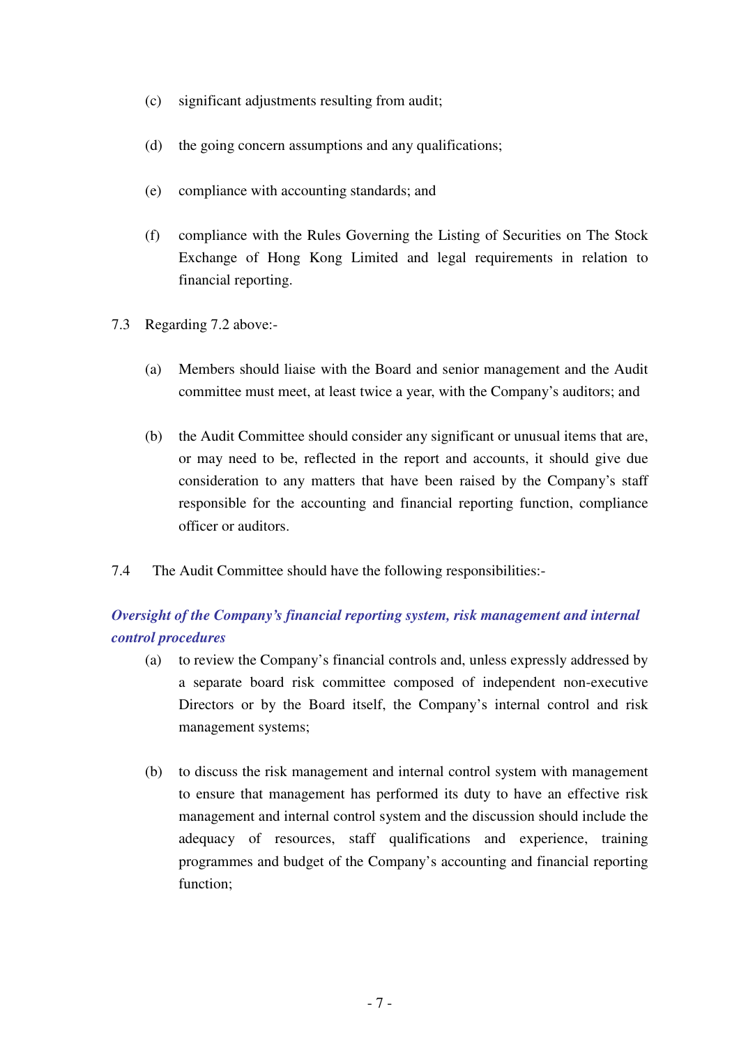(c) significant adjustments resulting from audit;

(d) the going concern assumptions and any qualifications;

(e) compliance with accounting standards; and

(f) compliance with the Rules Governing the Listing of Securities on The Stock Exchange of Hong Kong Limited and legal requirements in relation to financial reporting.

7.3 Regarding 7.2 above:-

(a) Members should liaise with the Board and senior management and the Audit committee must meet, at least twice a year, with the Company's auditors; and

(b) the Audit Committee should consider any significant or unusual items that are, or may need to be, reflected in the report and accounts, it should give due consideration to any matters that have been raised by the Company's staff responsible for the accounting and financial reporting function, compliance officer or auditors.

7.4 The Audit Committee should have the following responsibilities:-

***Oversight of the Company's financial reporting system, risk management and internal control procedures***

(a) to review the Company's financial controls and, unless expressly addressed by a separate board risk committee composed of independent non-executive Directors or by the Board itself, the Company's internal control and risk management systems;

(b) to discuss the risk management and internal control system with management to ensure that management has performed its duty to have an effective risk management and internal control system and the discussion should include the adequacy of resources, staff qualifications and experience, training programmes and budget of the Company's accounting and financial reporting function;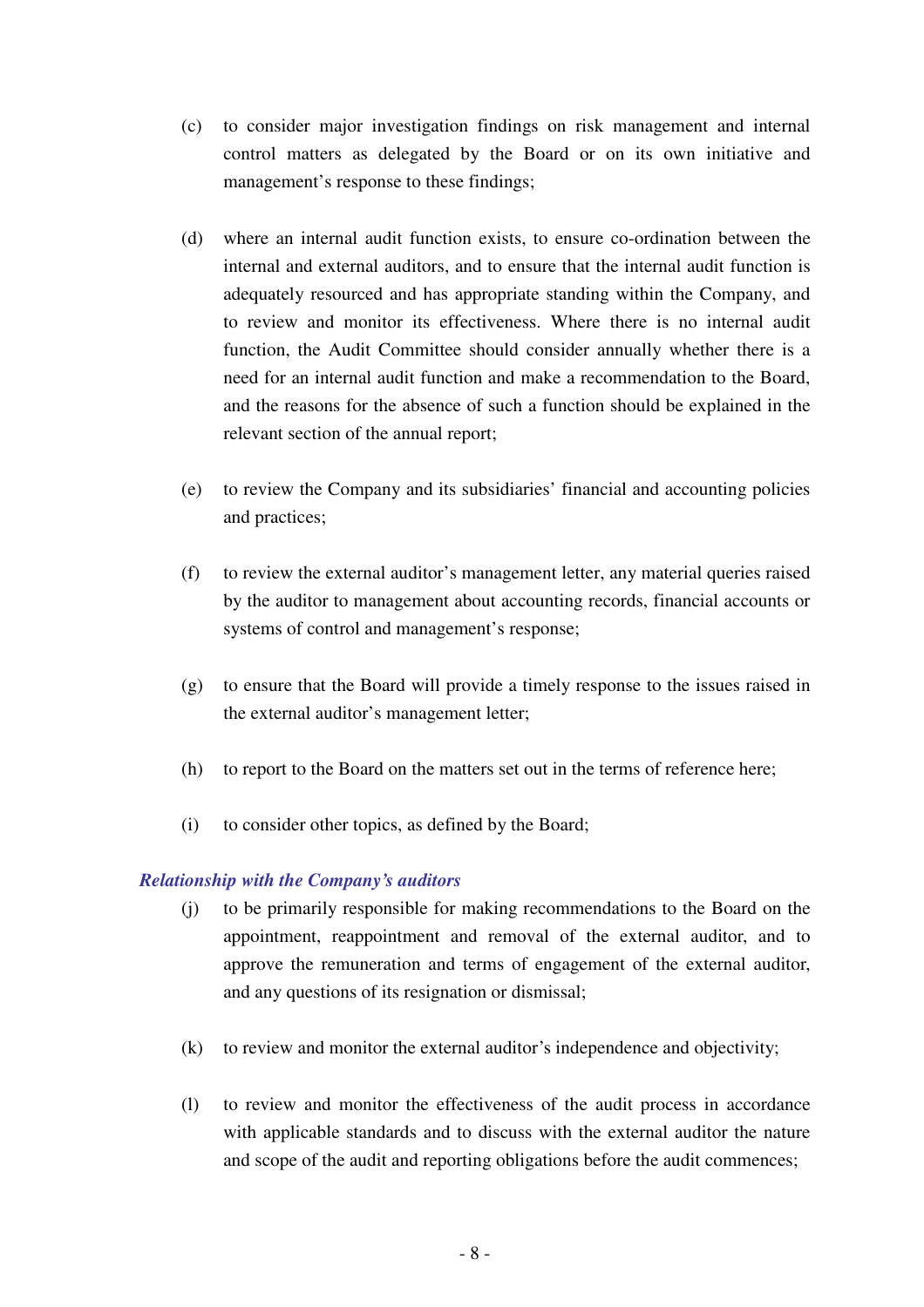(c) to consider major investigation findings on risk management and internal control matters as delegated by the Board or on its own initiative and management's response to these findings;

(d) where an internal audit function exists, to ensure co-ordination between the internal and external auditors, and to ensure that the internal audit function is adequately resourced and has appropriate standing within the Company, and to review and monitor its effectiveness. Where there is no internal audit function, the Audit Committee should consider annually whether there is a need for an internal audit function and make a recommendation to the Board, and the reasons for the absence of such a function should be explained in the relevant section of the annual report;

(e) to review the Company and its subsidiaries' financial and accounting policies and practices;

(f) to review the external auditor's management letter, any material queries raised by the auditor to management about accounting records, financial accounts or systems of control and management's response;

(g) to ensure that the Board will provide a timely response to the issues raised in the external auditor's management letter;

(h) to report to the Board on the matters set out in the terms of reference here;

(i) to consider other topics, as defined by the Board;

***Relationship with the Company's auditors***

(j) to be primarily responsible for making recommendations to the Board on the appointment, reappointment and removal of the external auditor, and to approve the remuneration and terms of engagement of the external auditor, and any questions of its resignation or dismissal;

(k) to review and monitor the external auditor's independence and objectivity;

(l) to review and monitor the effectiveness of the audit process in accordance with applicable standards and to discuss with the external auditor the nature and scope of the audit and reporting obligations before the audit commences;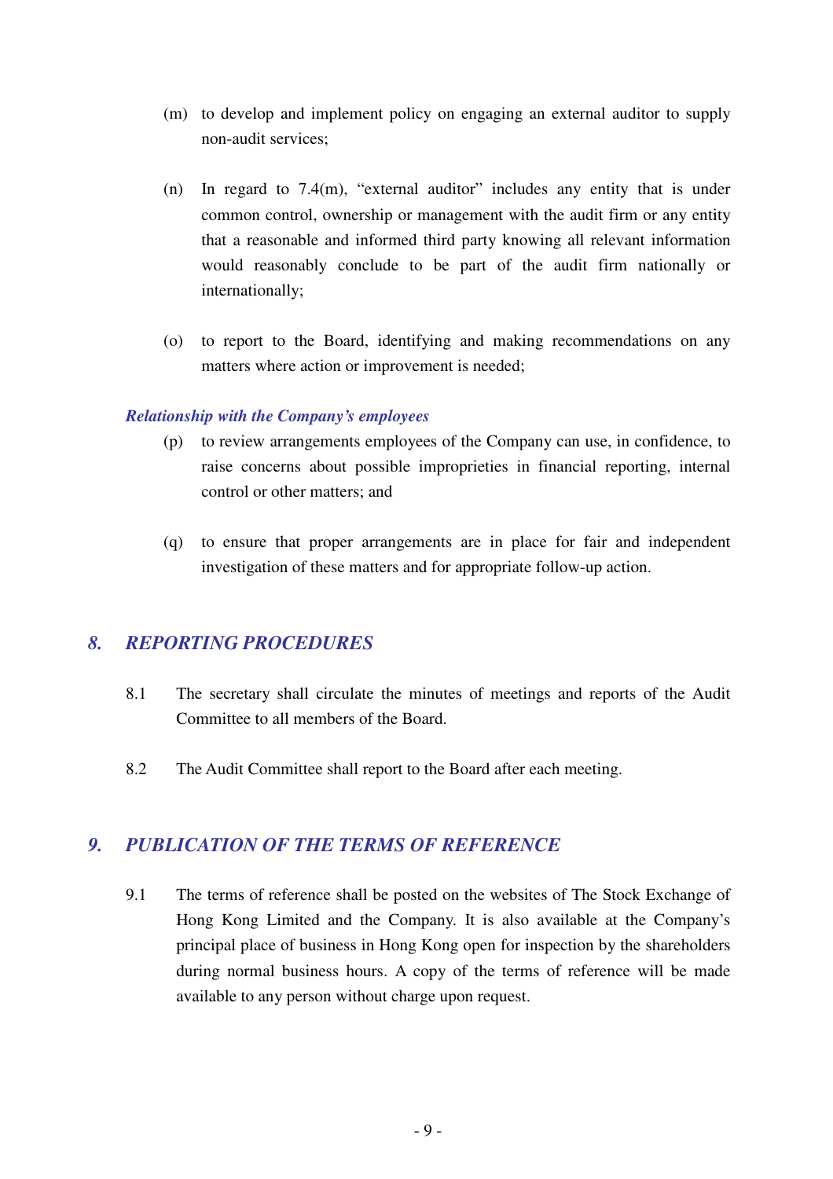(m) to develop and implement policy on engaging an external auditor to supply non-audit services;

(n) In regard to 7.4(m), "external auditor" includes any entity that is under common control, ownership or management with the audit firm or any entity that a reasonable and informed third party knowing all relevant information would reasonably conclude to be part of the audit firm nationally or internationally;

(o) to report to the Board, identifying and making recommendations on any matters where action or improvement is needed;

***Relationship with the Company's employees***

(p) to review arrangements employees of the Company can use, in confidence, to raise concerns about possible improprieties in financial reporting, internal control or other matters; and

(q) to ensure that proper arrangements are in place for fair and independent investigation of these matters and for appropriate follow-up action.

## *8. REPORTING PROCEDURES*

8.1 The secretary shall circulate the minutes of meetings and reports of the Audit Committee to all members of the Board.

8.2 The Audit Committee shall report to the Board after each meeting.

## *9. PUBLICATION OF THE TERMS OF REFERENCE*

9.1 The terms of reference shall be posted on the websites of The Stock Exchange of Hong Kong Limited and the Company. It is also available at the Company's principal place of business in Hong Kong open for inspection by the shareholders during normal business hours. A copy of the terms of reference will be made available to any person without charge upon request.